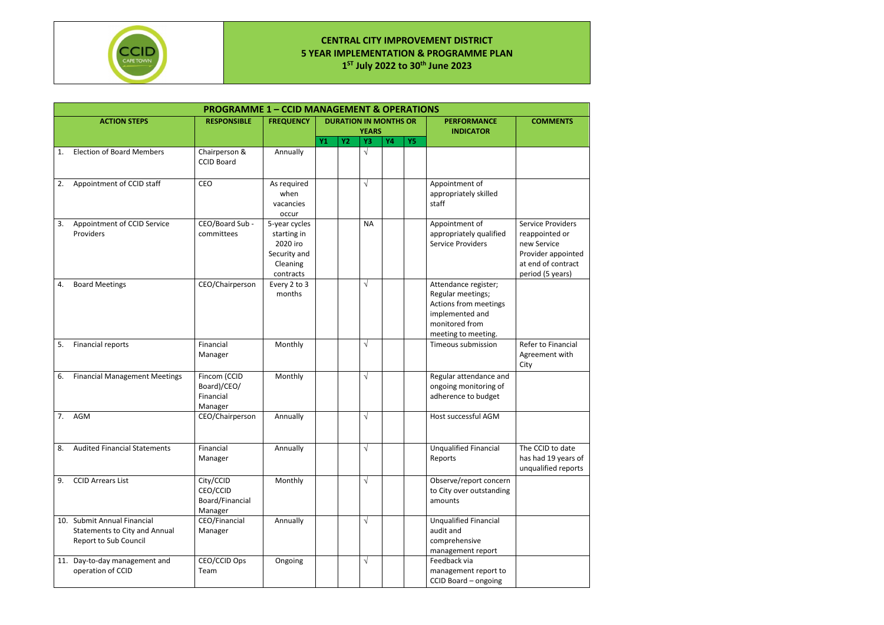# CENTRAL CITY IMPROVEMENT DISTRICT
## 5 YEAR IMPLEMENTATION & PROGRAMME PLAN
### 1ST July 2022 to 30th June 2023

| PROGRAMME 1 – CCID MANAGEMENT & OPERATIONS | | | | | | | | | |
|---|---|---|---|---|---|---|---|---|---|
| **ACTION STEPS** | **RESPONSIBLE** | **FREQUENCY** | **DURATION IN MONTHS OR YEARS** | | | | | **PERFORMANCE INDICATOR** | **COMMENTS** |
| | | | **Y1** | **Y2** | **Y3** | **Y4** | **Y5** | | |
| 1. Election of Board Members | Chairperson & CCID Board | Annually | | | √ | | | | |
| 2. Appointment of CCID staff | CEO | As required when vacancies occur | | | √ | | | Appointment of appropriately skilled staff | |
| 3. Appointment of CCID Service Providers | CEO/Board Sub - committees | 5-year cycles starting in 2020 iro Security and Cleaning contracts | | | NA | | | Appointment of appropriately qualified Service Providers | Service Providers reappointed or new Service Provider appointed at end of contract period (5 years) |
| 4. Board Meetings | CEO/Chairperson | Every 2 to 3 months | | | √ | | | Attendance register; Regular meetings; Actions from meetings implemented and monitored from meeting to meeting. | |
| 5. Financial reports | Financial Manager | Monthly | | | √ | | | Timeous submission | Refer to Financial Agreement with City |
| 6. Financial Management Meetings | Fincom (CCID Board)/CEO/ Financial Manager | Monthly | | | √ | | | Regular attendance and ongoing monitoring of adherence to budget | |
| 7. AGM | CEO/Chairperson | Annually | | | √ | | | Host successful AGM | |
| 8. Audited Financial Statements | Financial Manager | Annually | | | √ | | | Unqualified Financial Reports | The CCID to date has had 19 years of unqualified reports |
| 9. CCID Arrears List | City/CCID CEO/CCID Board/Financial Manager | Monthly | | | √ | | | Observe/report concern to City over outstanding amounts | |
| 10. Submit Annual Financial Statements to City and Annual Report to Sub Council | CEO/Financial Manager | Annually | | | √ | | | Unqualified Financial audit and comprehensive management report | |
| 11. Day-to-day management and operation of CCID | CEO/CCID Ops Team | Ongoing | | | √ | | | Feedback via management report to CCID Board – ongoing | |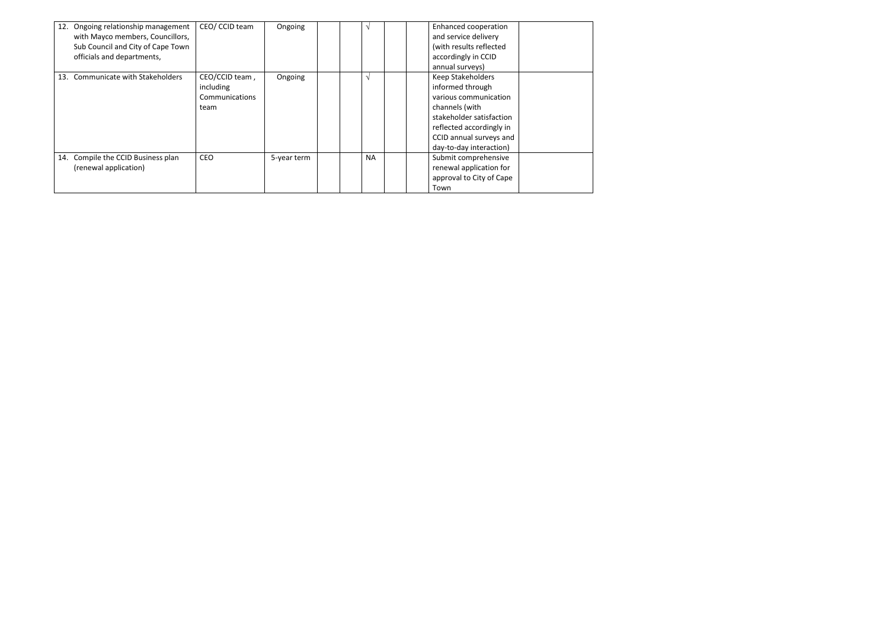| | | | | | | | | | |
|---|---|---|---|---|---|---|---|---|---|
| 12. Ongoing relationship management with Mayco members, Councillors, Sub Council and City of Cape Town officials and departments, | CEO/ CCID team | Ongoing | | | √ | | | Enhanced cooperation and service delivery (with results reflected accordingly in CCID annual surveys) | |
| 13. Communicate with Stakeholders | CEO/CCID team , including Communications team | Ongoing | | | √ | | | Keep Stakeholders informed through various communication channels (with stakeholder satisfaction reflected accordingly in CCID annual surveys and day-to-day interaction) | |
| 14. Compile the CCID Business plan (renewal application) | CEO | 5-year term | | | NA | | | Submit comprehensive renewal application for approval to City of Cape Town | |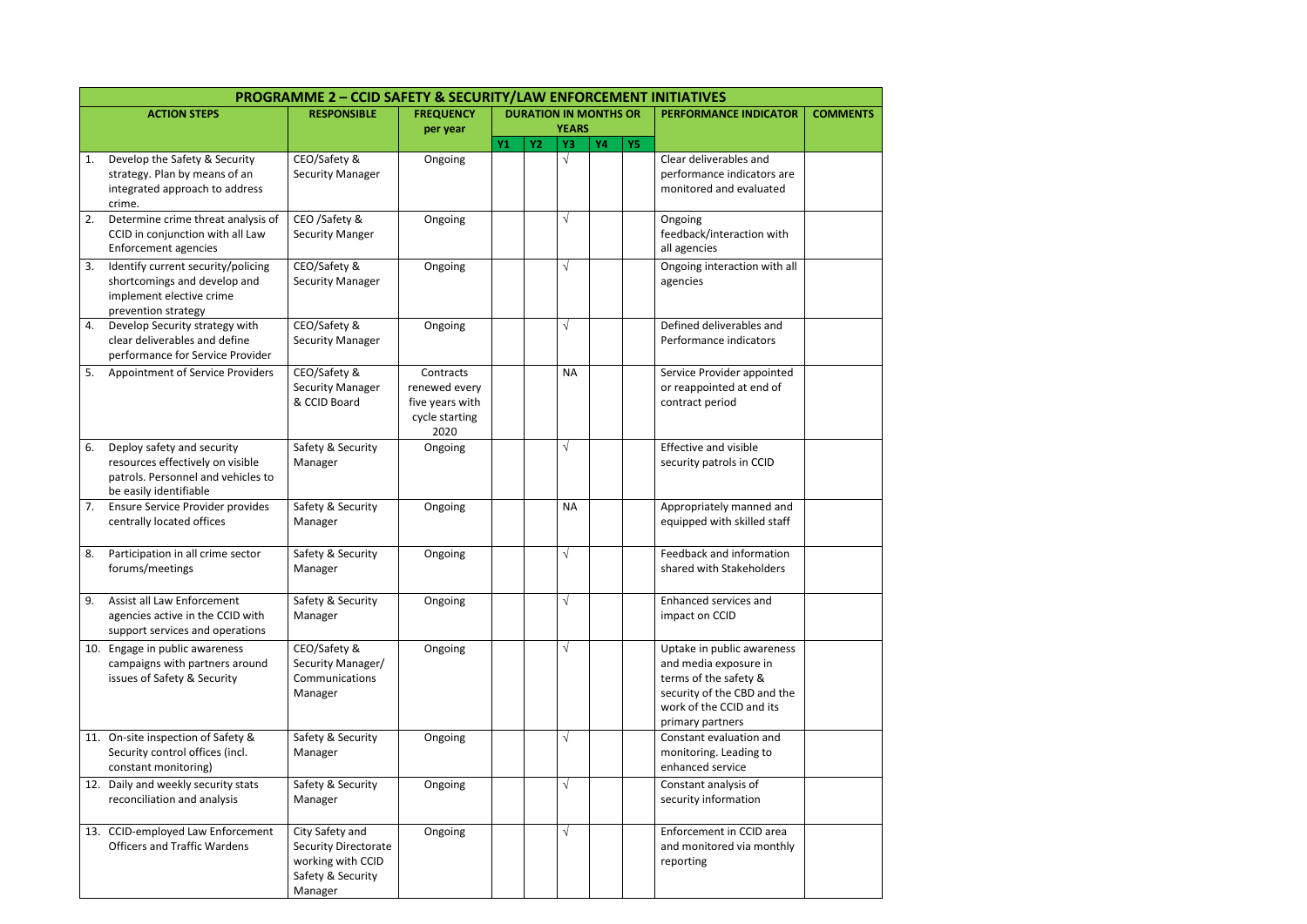| PROGRAMME 2 – CCID SAFETY & SECURITY/LAW ENFORCEMENT INITIATIVES | | | | | | | | | |
|---|---|---|---|---|---|---|---|---|---|
| ACTION STEPS | RESPONSIBLE | FREQUENCY per year | DURATION IN MONTHS OR YEARS | | | | | PERFORMANCE INDICATOR | COMMENTS |
| | | | Y1 | Y2 | Y3 | Y4 | Y5 | | |
| 1. Develop the Safety & Security strategy. Plan by means of an integrated approach to address crime. | CEO/Safety & Security Manager | Ongoing | | | √ | | | Clear deliverables and performance indicators are monitored and evaluated | |
| 2. Determine crime threat analysis of CCID in conjunction with all Law Enforcement agencies | CEO /Safety & Security Manger | Ongoing | | | √ | | | Ongoing feedback/interaction with all agencies | |
| 3. Identify current security/policing shortcomings and develop and implement elective crime prevention strategy | CEO/Safety & Security Manager | Ongoing | | | √ | | | Ongoing interaction with all agencies | |
| 4. Develop Security strategy with clear deliverables and define performance for Service Provider | CEO/Safety & Security Manager | Ongoing | | | √ | | | Defined deliverables and Performance indicators | |
| 5. Appointment of Service Providers | CEO/Safety & Security Manager & CCID Board | Contracts renewed every five years with cycle starting 2020 | | | NA | | | Service Provider appointed or reappointed at end of contract period | |
| 6. Deploy safety and security resources effectively on visible patrols. Personnel and vehicles to be easily identifiable | Safety & Security Manager | Ongoing | | | √ | | | Effective and visible security patrols in CCID | |
| 7. Ensure Service Provider provides centrally located offices | Safety & Security Manager | Ongoing | | | NA | | | Appropriately manned and equipped with skilled staff | |
| 8. Participation in all crime sector forums/meetings | Safety & Security Manager | Ongoing | | | √ | | | Feedback and information shared with Stakeholders | |
| 9. Assist all Law Enforcement agencies active in the CCID with support services and operations | Safety & Security Manager | Ongoing | | | √ | | | Enhanced services and impact on CCID | |
| 10. Engage in public awareness campaigns with partners around issues of Safety & Security | CEO/Safety & Security Manager/ Communications Manager | Ongoing | | | √ | | | Uptake in public awareness and media exposure in terms of the safety & security of the CBD and the work of the CCID and its primary partners | |
| 11. On-site inspection of Safety & Security control offices (incl. constant monitoring) | Safety & Security Manager | Ongoing | | | √ | | | Constant evaluation and monitoring. Leading to enhanced service | |
| 12. Daily and weekly security stats reconciliation and analysis | Safety & Security Manager | Ongoing | | | √ | | | Constant analysis of security information | |
| 13. CCID-employed Law Enforcement Officers and Traffic Wardens | City Safety and Security Directorate working with CCID Safety & Security Manager | Ongoing | | | √ | | | Enforcement in CCID area and monitored via monthly reporting | |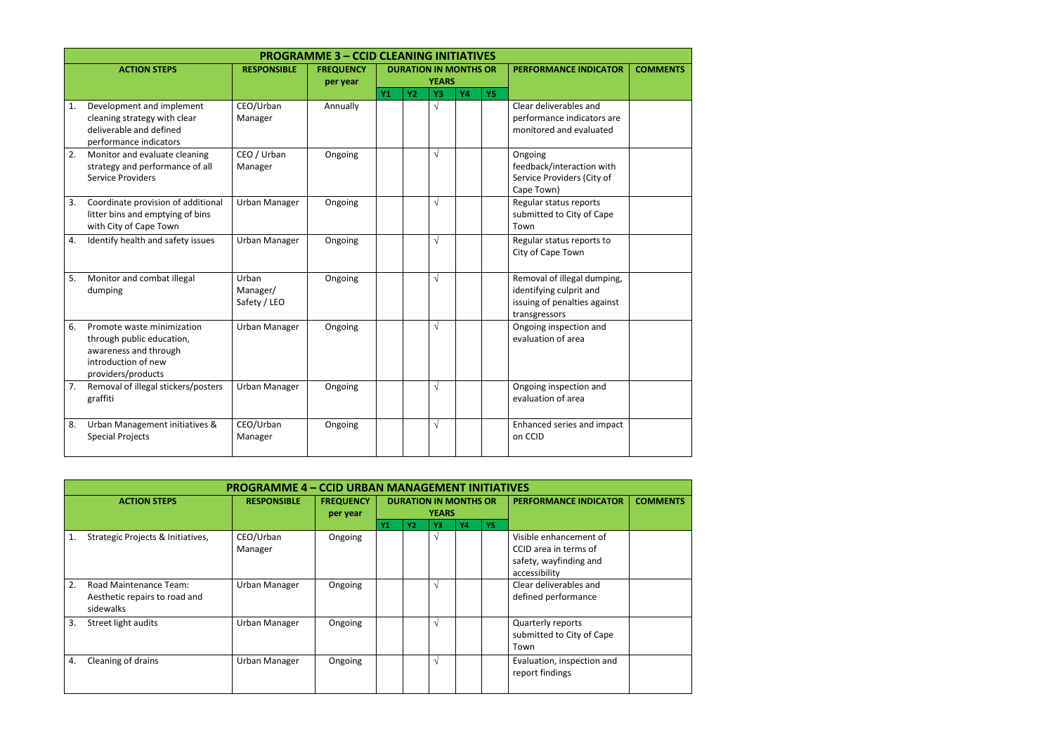| PROGRAMME 3 – CCID CLEANING INITIATIVES | | | | | | | | | |
|---|---|---|---|---|---|---|---|---|---|
| ACTION STEPS | RESPONSIBLE | FREQUENCY per year | DURATION IN MONTHS OR YEARS | | | | | PERFORMANCE INDICATOR | COMMENTS |
| | | | Y1 | Y2 | Y3 | Y4 | Y5 | | |
| 1. Development and implement cleaning strategy with clear deliverable and defined performance indicators | CEO/Urban Manager | Annually | | | √ | | | Clear deliverables and performance indicators are monitored and evaluated | |
| 2. Monitor and evaluate cleaning strategy and performance of all Service Providers | CEO / Urban Manager | Ongoing | | | √ | | | Ongoing feedback/interaction with Service Providers (City of Cape Town) | |
| 3. Coordinate provision of additional litter bins and emptying of bins with City of Cape Town | Urban Manager | Ongoing | | | √ | | | Regular status reports submitted to City of Cape Town | |
| 4. Identify health and safety issues | Urban Manager | Ongoing | | | √ | | | Regular status reports to City of Cape Town | |
| 5. Monitor and combat illegal dumping | Urban Manager/ Safety / LEO | Ongoing | | | √ | | | Removal of illegal dumping, identifying culprit and issuing of penalties against transgressors | |
| 6. Promote waste minimization through public education, awareness and through introduction of new providers/products | Urban Manager | Ongoing | | | √ | | | Ongoing inspection and evaluation of area | |
| 7. Removal of illegal stickers/posters graffiti | Urban Manager | Ongoing | | | √ | | | Ongoing inspection and evaluation of area | |
| 8. Urban Management initiatives & Special Projects | CEO/Urban Manager | Ongoing | | | √ | | | Enhanced series and impact on CCID | |

| PROGRAMME 4 – CCID URBAN MANAGEMENT INITIATIVES | | | | | | | | | |
|---|---|---|---|---|---|---|---|---|---|
| ACTION STEPS | RESPONSIBLE | FREQUENCY per year | DURATION IN MONTHS OR YEARS | | | | | PERFORMANCE INDICATOR | COMMENTS |
| | | | Y1 | Y2 | Y3 | Y4 | Y5 | | |
| 1. Strategic Projects & Initiatives, | CEO/Urban Manager | Ongoing | | | √ | | | Visible enhancement of CCID area in terms of safety, wayfinding and accessibility | |
| 2. Road Maintenance Team: Aesthetic repairs to road and sidewalks | Urban Manager | Ongoing | | | √ | | | Clear deliverables and defined performance | |
| 3. Street light audits | Urban Manager | Ongoing | | | √ | | | Quarterly reports submitted to City of Cape Town | |
| 4. Cleaning of drains | Urban Manager | Ongoing | | | √ | | | Evaluation, inspection and report findings | |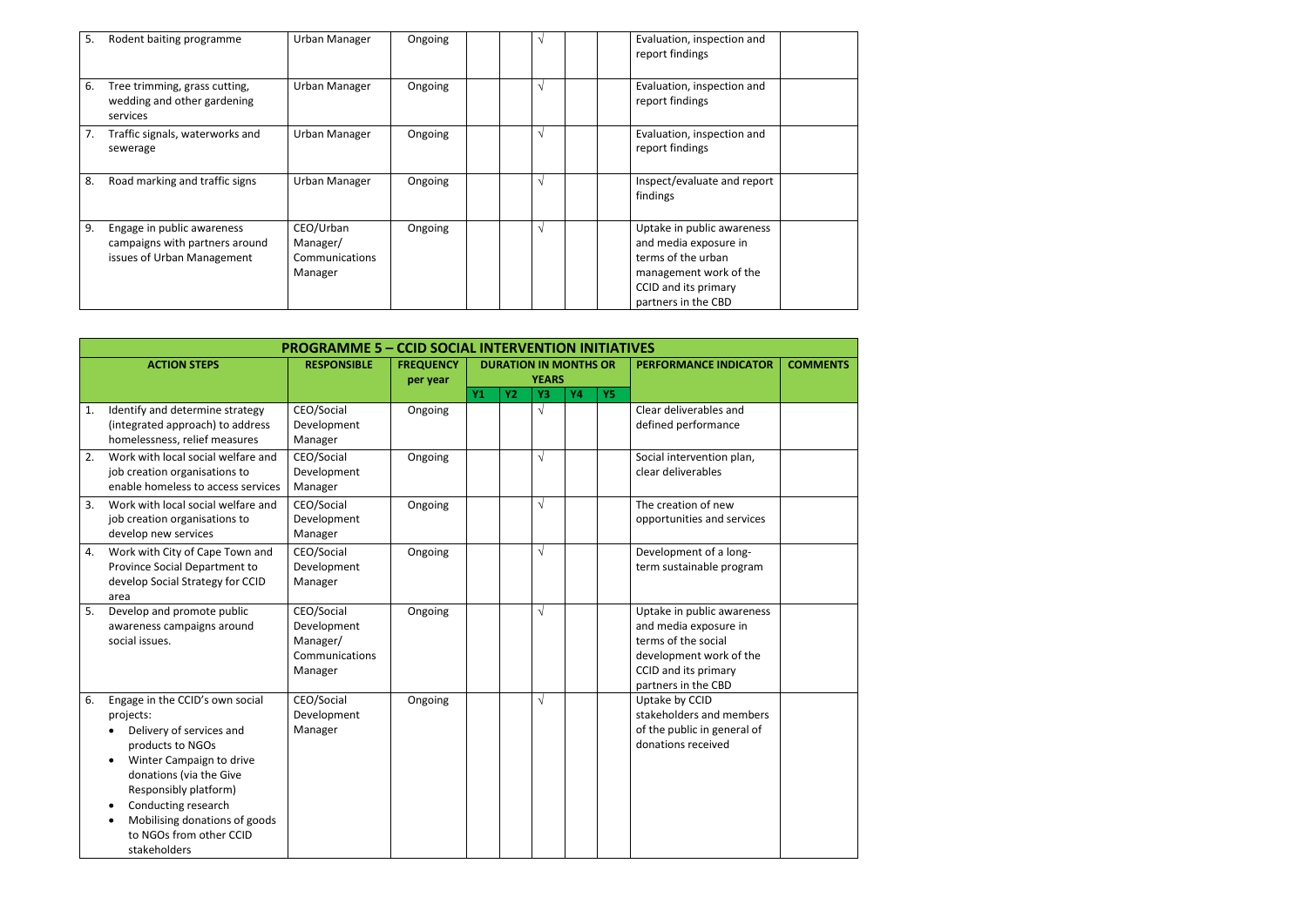| | | | | | | | | | | |
|---|---|---|---|---|---|---|---|---|---|---|
| 5. Rodent baiting programme | Urban Manager | Ongoing | | | √ | | | Evaluation, inspection and report findings | |
| 6. Tree trimming, grass cutting, wedding and other gardening services | Urban Manager | Ongoing | | | √ | | | Evaluation, inspection and report findings | |
| 7. Traffic signals, waterworks and sewerage | Urban Manager | Ongoing | | | √ | | | Evaluation, inspection and report findings | |
| 8. Road marking and traffic signs | Urban Manager | Ongoing | | | √ | | | Inspect/evaluate and report findings | |
| 9. Engage in public awareness campaigns with partners around issues of Urban Management | CEO/Urban Manager/ Communications Manager | Ongoing | | | √ | | | Uptake in public awareness and media exposure in terms of the urban management work of the CCID and its primary partners in the CBD | |

| PROGRAMME 5 – CCID SOCIAL INTERVENTION INITIATIVES | | | | | | | | | | |
|---|---|---|---|---|---|---|---|---|---|---|
| **ACTION STEPS** | **RESPONSIBLE** | **FREQUENCY per year** | **DURATION IN MONTHS OR YEARS** | | | | | **PERFORMANCE INDICATOR** | **COMMENTS** |
| | | | **Y1** | **Y2** | **Y3** | **Y4** | **Y5** | | |
| 1. Identify and determine strategy (integrated approach) to address homelessness, relief measures | CEO/Social Development Manager | Ongoing | | | √ | | | Clear deliverables and defined performance | |
| 2. Work with local social welfare and job creation organisations to enable homeless to access services | CEO/Social Development Manager | Ongoing | | | √ | | | Social intervention plan, clear deliverables | |
| 3. Work with local social welfare and job creation organisations to develop new services | CEO/Social Development Manager | Ongoing | | | √ | | | The creation of new opportunities and services | |
| 4. Work with City of Cape Town and Province Social Department to develop Social Strategy for CCID area | CEO/Social Development Manager | Ongoing | | | √ | | | Development of a long-term sustainable program | |
| 5. Develop and promote public awareness campaigns around social issues. | CEO/Social Development Manager/ Communications Manager | Ongoing | | | √ | | | Uptake in public awareness and media exposure in terms of the social development work of the CCID and its primary partners in the CBD | |
| 6. Engage in the CCID's own social projects: • Delivery of services and products to NGOs • Winter Campaign to drive donations (via the Give Responsibly platform) • Conducting research • Mobilising donations of goods to NGOs from other CCID stakeholders | CEO/Social Development Manager | Ongoing | | | √ | | | Uptake by CCID stakeholders and members of the public in general of donations received | |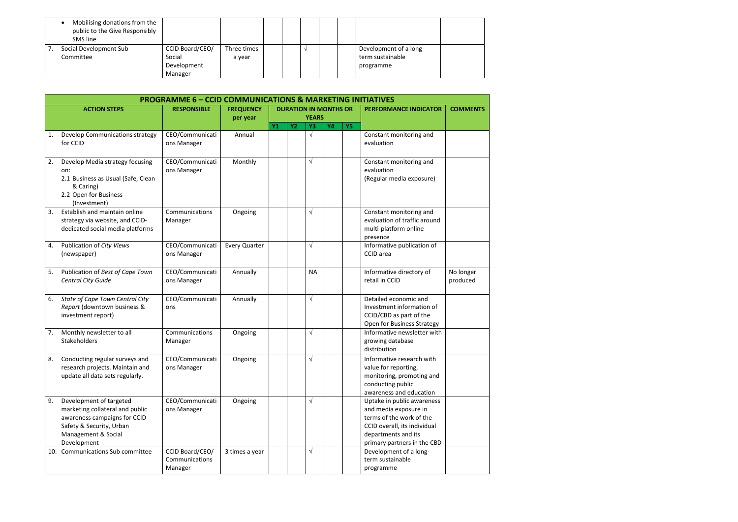| | | | | | | | | | |
|---|---|---|---|---|---|---|---|---|---|
| • Mobilising donations from the public to the Give Responsibly SMS line | | | | | | | | | |
| 7. Social Development Sub Committee | CCID Board/CEO/ Social Development Manager | Three times a year | | | √ | | | Development of a long-term sustainable programme | |

| **PROGRAMME 6 – CCID COMMUNICATIONS & MARKETING INITIATIVES** | | | | | | | | | |
|---|---|---|---|---|---|---|---|---|---|
| **ACTION STEPS** | **RESPONSIBLE** | **FREQUENCY per year** | **DURATION IN MONTHS OR YEARS** | | | | | **PERFORMANCE INDICATOR** | **COMMENTS** |
| | | | **Y1** | **Y2** | **Y3** | **Y4** | **Y5** | | |
| 1. Develop Communications strategy for CCID | CEO/Communications Manager | Annual | | | √ | | | Constant monitoring and evaluation | |
| 2. Develop Media strategy focusing on:<br>2.1 Business as Usual (Safe, Clean & Caring)<br>2.2 Open for Business (Investment) | CEO/Communications Manager | Monthly | | | √ | | | Constant monitoring and evaluation (Regular media exposure) | |
| 3. Establish and maintain online strategy via website, and CCID-dedicated social media platforms | Communications Manager | Ongoing | | | √ | | | Constant monitoring and evaluation of traffic around multi-platform online presence | |
| 4. Publication of *City Views* (newspaper) | CEO/Communications Manager | Every Quarter | | | √ | | | Informative publication of CCID area | |
| 5. Publication of *Best of Cape Town Central City Guide* | CEO/Communications Manager | Annually | | | NA | | | Informative directory of retail in CCID | No longer produced |
| 6. *State of Cape Town Central City Report* (downtown business & investment report) | CEO/Communications | Annually | | | √ | | | Detailed economic and Investment information of CCID/CBD as part of the Open for Business Strategy | |
| 7. Monthly newsletter to all Stakeholders | Communications Manager | Ongoing | | | √ | | | Informative newsletter with growing database distribution | |
| 8. Conducting regular surveys and research projects. Maintain and update all data sets regularly. | CEO/Communications Manager | Ongoing | | | √ | | | Informative research with value for reporting, monitoring, promoting and conducting public awareness and education | |
| 9. Development of targeted marketing collateral and public awareness campaigns for CCID Safety & Security, Urban Management & Social Development | CEO/Communications Manager | Ongoing | | | √ | | | Uptake in public awareness and media exposure in terms of the work of the CCID overall, its individual departments and its primary partners in the CBD | |
| 10. Communications Sub committee | CCID Board/CEO/ Communications Manager | 3 times a year | | | √ | | | Development of a long-term sustainable programme | |